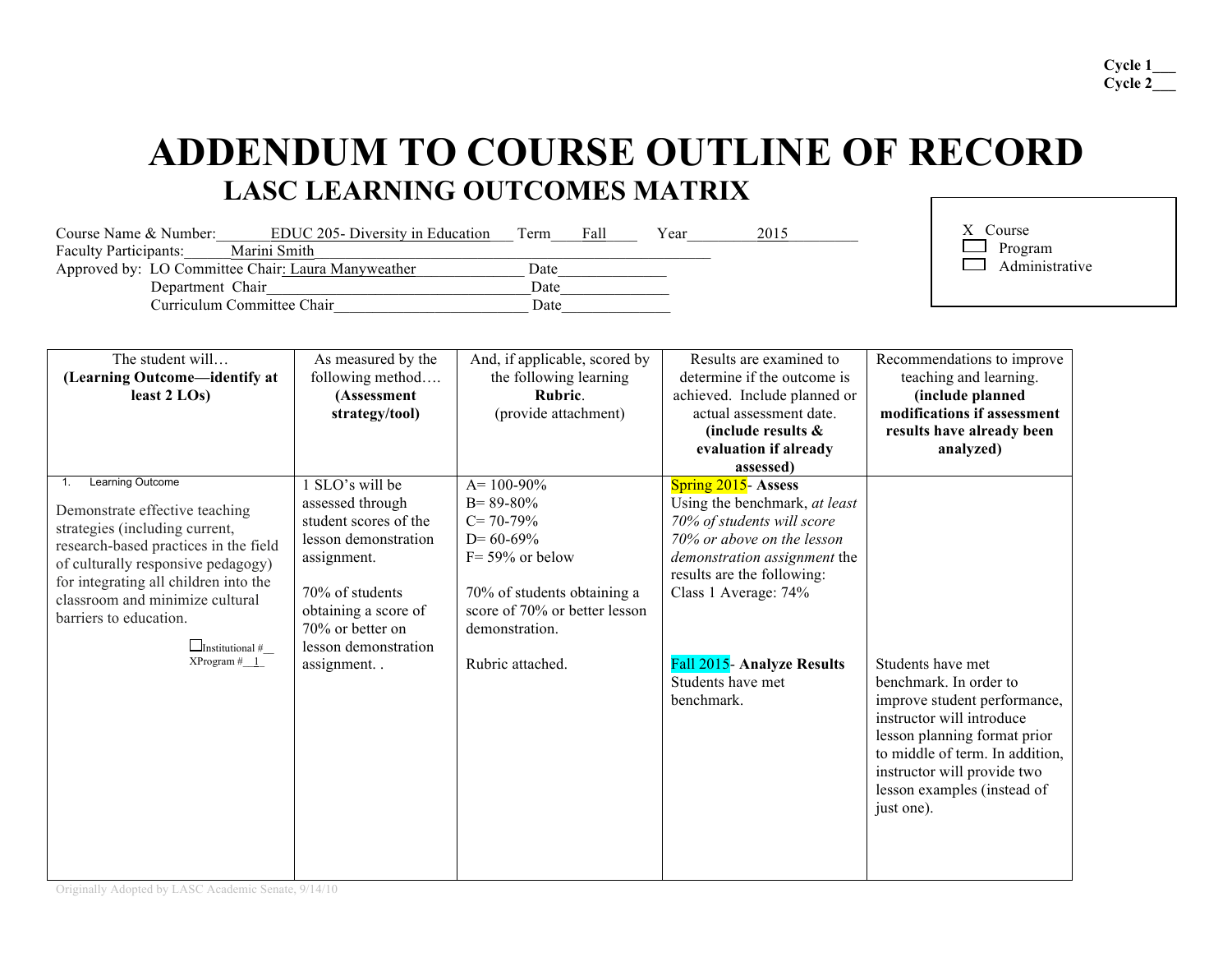Cycle 1___
Cycle 2___

# ADDENDUM TO COURSE OUTLINE OF RECORD

## LASC LEARNING OUTCOMES MATRIX

Course Name & Number: EDUC 205- Diversity in Education Term Fall Year 2015
Faculty Participants: Marini Smith
Approved by: LO Committee Chair: Laura Manyweather Date______________
Department Chair__________________________________Date______________
Curriculum Committee Chair________________________ Date______________

X Course
☐ Program
☐ Administrative

| The student will… **(Learning Outcome—identify at least 2 LOs)** | As measured by the following method…. **(Assessment strategy/tool)** | And, if applicable, scored by the following learning **Rubric**. (provide attachment) | Results are examined to determine if the outcome is achieved. Include planned or actual assessment date. **(include results & evaluation if already assessed)** | Recommendations to improve teaching and learning. **(include planned modifications if assessment results have already been analyzed)** |
|---|---|---|---|---|
| 1. Learning Outcome<br><br>Demonstrate effective teaching strategies (including current, research-based practices in the field of culturally responsive pedagogy) for integrating all children into the classroom and minimize cultural barriers to education.<br><br>☐Institutional #__<br>XProgram #__1_ | 1 SLO's will be assessed through student scores of the lesson demonstration assignment.<br><br>70% of students obtaining a score of 70% or better on lesson demonstration assignment. . | A= 100-90%<br>B= 89-80%<br>C= 70-79%<br>D= 60-69%<br>F= 59% or below<br><br>70% of students obtaining a score of 70% or better lesson demonstration.<br><br>Rubric attached. | Spring 2015- **Assess**<br>Using the benchmark, *at least 70% of students will score 70% or above on the lesson demonstration assignment* the results are the following:<br>Class 1 Average: 74%<br><br>Fall 2015- **Analyze Results**<br>Students have met benchmark. | Students have met benchmark. In order to improve student performance, instructor will introduce lesson planning format prior to middle of term. In addition, instructor will provide two lesson examples (instead of just one). |

Originally Adopted by LASC Academic Senate, 9/14/10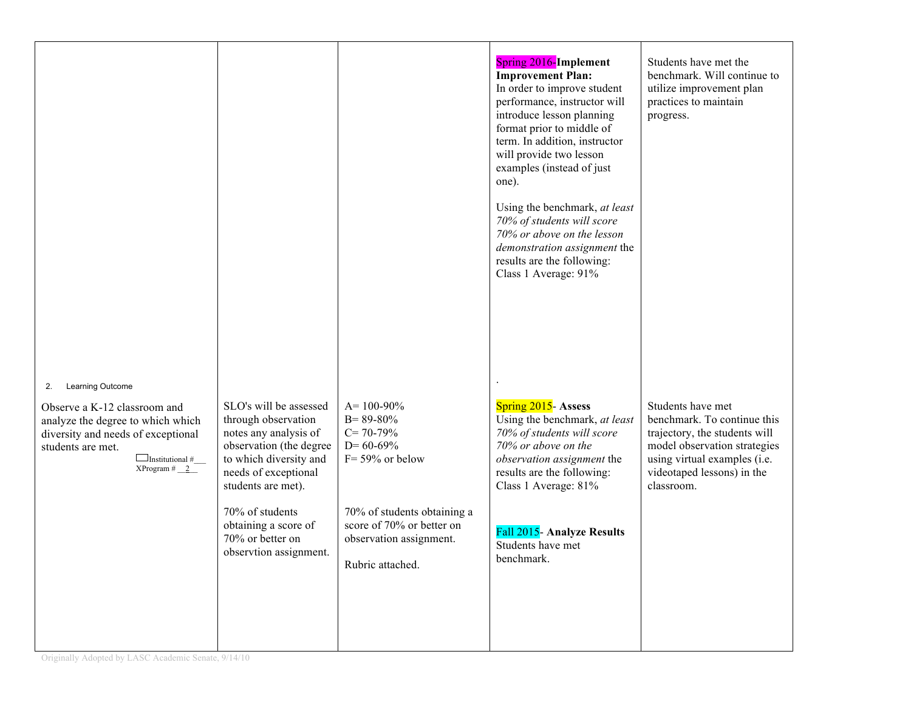| | | | | |
|---|---|---|---|---|
| | | | **Spring 2016-Implement Improvement Plan:**<br>In order to improve student performance, instructor will introduce lesson planning format prior to middle of term. In addition, instructor will provide two lesson examples (instead of just one).<br><br>Using the benchmark, *at least 70% of students will score 70% or above on the lesson demonstration assignment* the results are the following:<br>Class 1 Average: 91%<br><br>. | Students have met the benchmark. Will continue to utilize improvement plan practices to maintain progress. |
| 2. Learning Outcome<br><br>Observe a K-12 classroom and analyze the degree to which which diversity and needs of exceptional students are met.<br><br>☐Institutional #\_\_\_<br>XProgram # \_\_2\_\_ | SLO's will be assessed through observation notes any analysis of observation (the degree to which diversity and needs of exceptional students are met).<br><br>70% of students obtaining a score of 70% or better on observtion assignment. | A= 100-90%<br>B= 89-80%<br>C= 70-79%<br>D= 60-69%<br>F= 59% or below<br><br>70% of students obtaining a score of 70% or better on observation assignment.<br><br>Rubric attached. | Spring 2015- **Assess**<br>Using the benchmark, *at least 70% of students will score 70% or above on the observation assignment* the results are the following:<br>Class 1 Average: 81%<br><br>Fall 2015- **Analyze Results**<br>Students have met benchmark. | Students have met benchmark. To continue this trajectory, the students will model observation strategies using virtual examples (i.e. videotaped lessons) in the classroom. |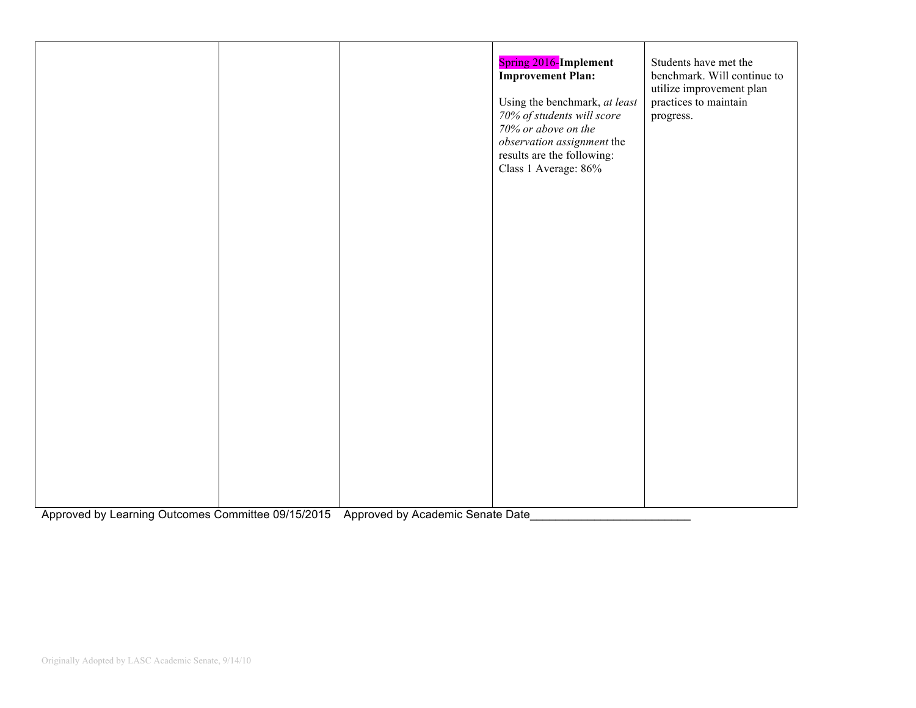|  |  |  | **Spring 2016-Implement Improvement Plan:**<br><br>Using the benchmark, *at least 70% of students will score 70% or above on the observation assignment* the results are the following:<br>Class 1 Average: 86% | Students have met the benchmark. Will continue to utilize improvement plan practices to maintain progress. |
|---|---|---|---|---|

Approved by Learning Outcomes Committee 09/15/2015 Approved by Academic Senate Date_________________________

Originally Adopted by LASC Academic Senate, 9/14/10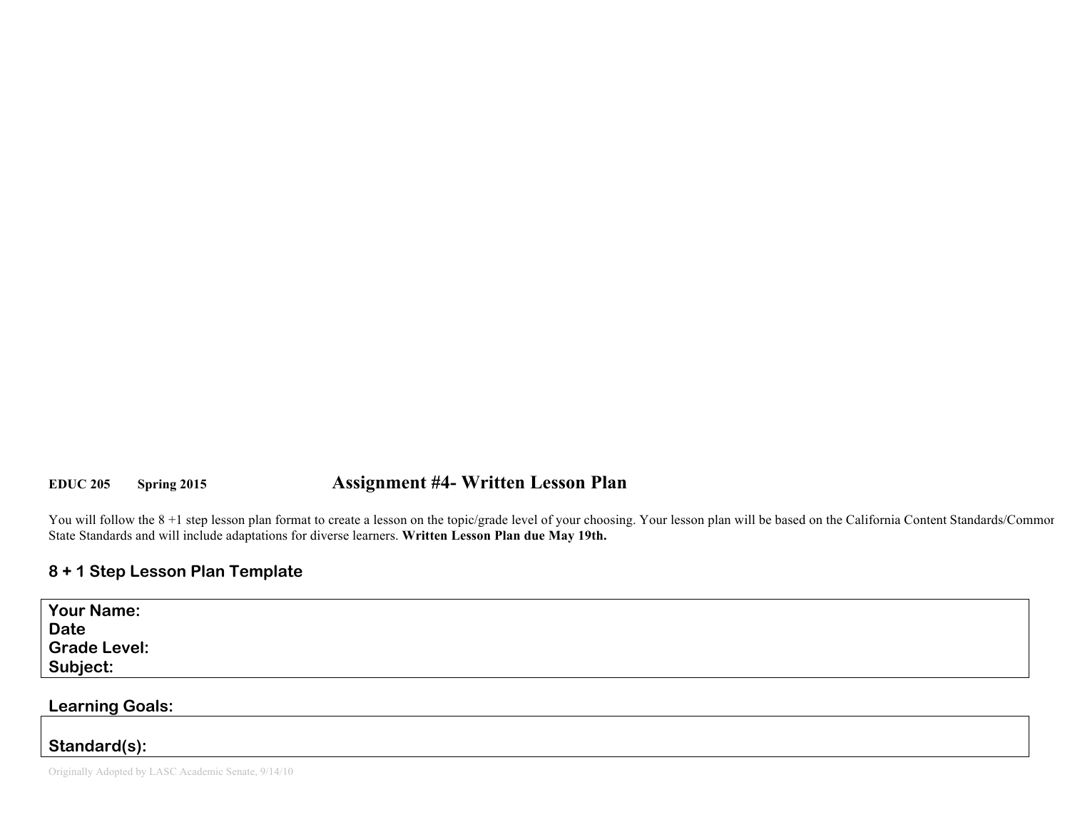**EDUC 205 Spring 2015**

# Assignment #4- Written Lesson Plan

You will follow the 8 +1 step lesson plan format to create a lesson on the topic/grade level of your choosing. Your lesson plan will be based on the California Content Standards/Common State Standards and will include adaptations for diverse learners. **Written Lesson Plan due May 19th.**

### 8 + 1 Step Lesson Plan Template

**Your Name:**
**Date**
**Grade Level:**
**Subject:**

**Learning Goals:**

**Standard(s):**

Originally Adopted by LASC Academic Senate, 9/14/10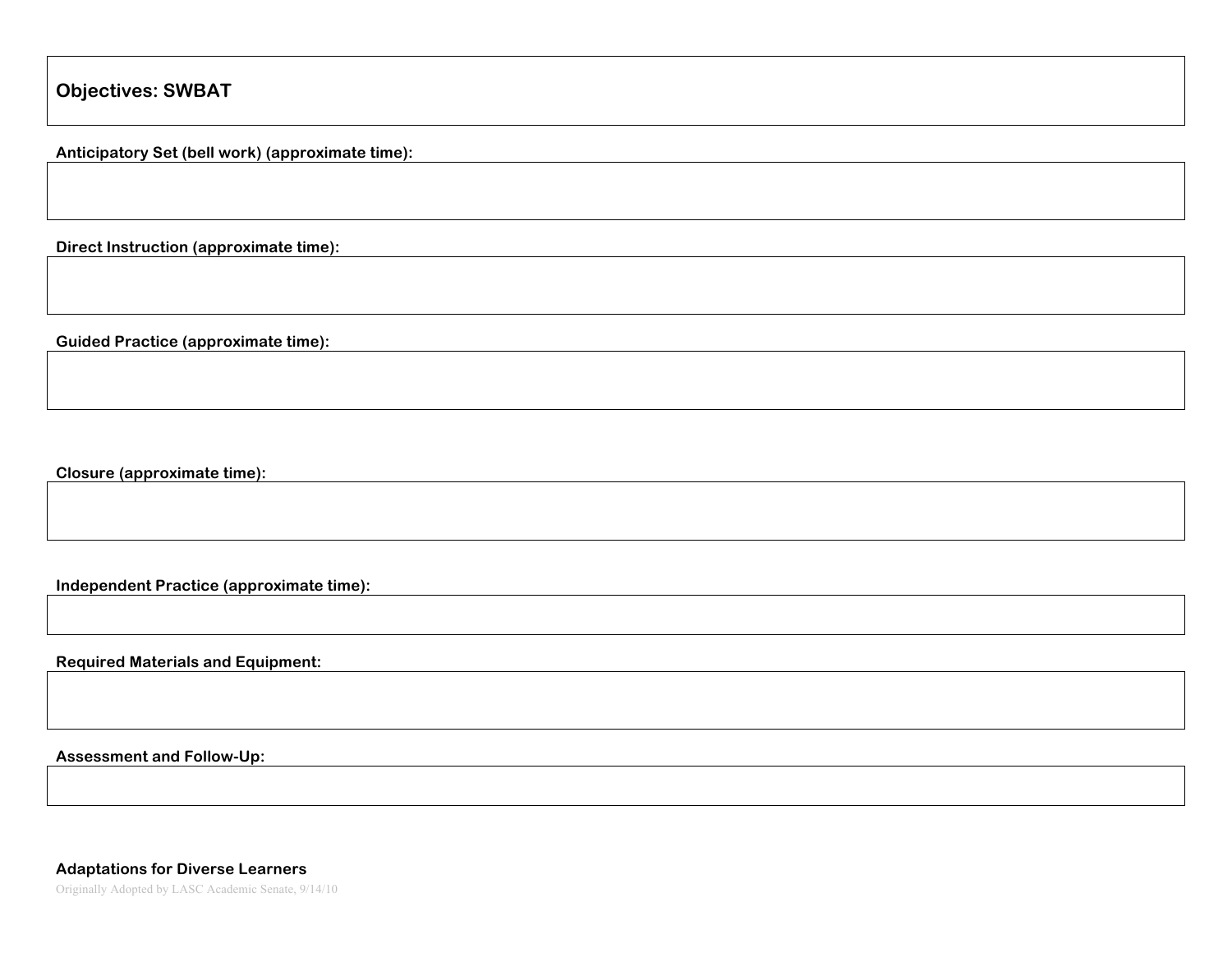**Objectives: SWBAT**

**Anticipatory Set (bell work) (approximate time):**

**Direct Instruction (approximate time):**

**Guided Practice (approximate time):**

**Closure (approximate time):**

**Independent Practice (approximate time):**

**Required Materials and Equipment:**

**Assessment and Follow-Up:**

**Adaptations for Diverse Learners**

Originally Adopted by LASC Academic Senate, 9/14/10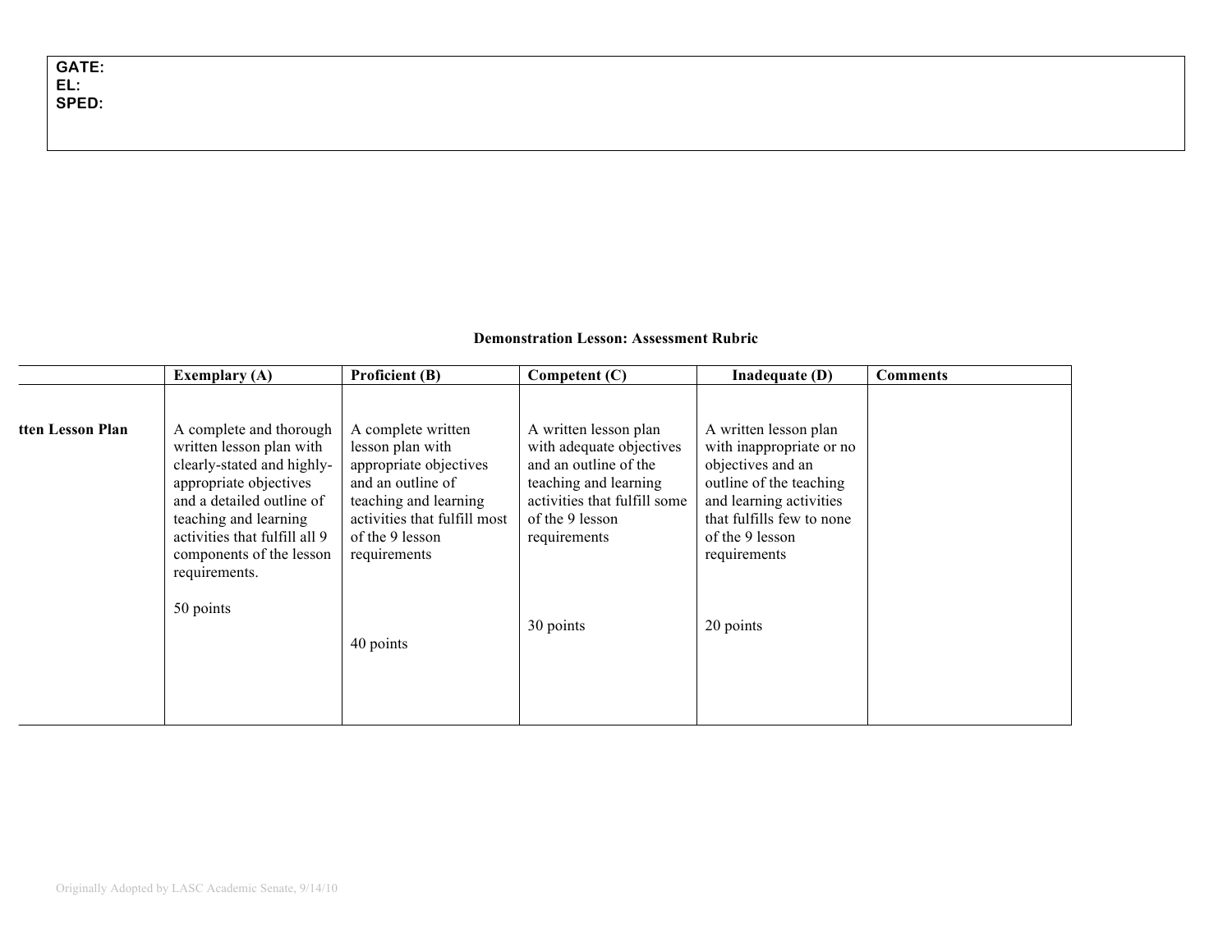| GATE: |
| --- |
| EL: |
| SPED: |

**Demonstration Lesson: Assessment Rubric**

| | Exemplary (A) | Proficient (B) | Competent (C) | Inadequate (D) | Comments |
| --- | --- | --- | --- | --- | --- |
| **tten Lesson Plan** | A complete and thorough written lesson plan with clearly-stated and highly-appropriate objectives and a detailed outline of teaching and learning activities that fulfill all 9 components of the lesson requirements.<br><br>50 points | A complete written lesson plan with appropriate objectives and an outline of teaching and learning activities that fulfill most of the 9 lesson requirements<br><br>40 points | A written lesson plan with adequate objectives and an outline of the teaching and learning activities that fulfill some of the 9 lesson requirements<br><br>30 points | A written lesson plan with inappropriate or no objectives and an outline of the teaching and learning activities that fulfills few to none of the 9 lesson requirements<br><br>20 points | |

Originally Adopted by LASC Academic Senate, 9/14/10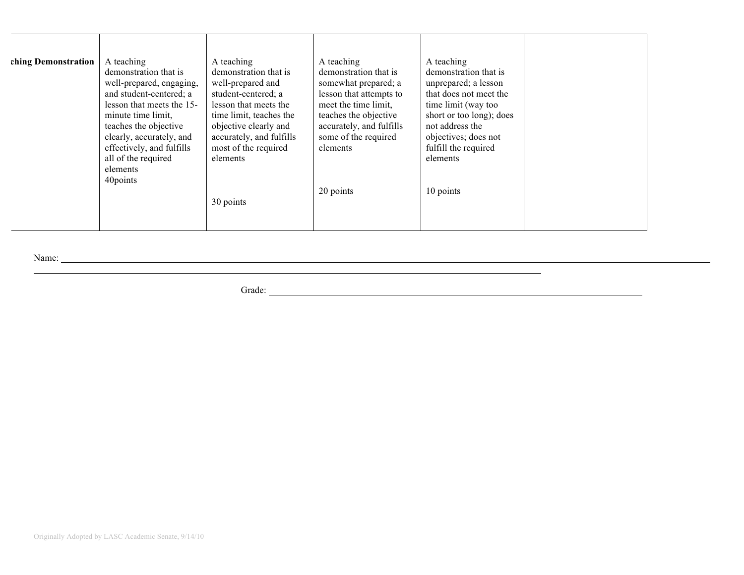| ching Demonstration | A teaching demonstration that is well-prepared, engaging, and student-centered; a lesson that meets the 15-minute time limit, teaches the objective clearly, accurately, and effectively, and fulfills all of the required elements<br>40points | A teaching demonstration that is well-prepared and student-centered; a lesson that meets the time limit, teaches the objective clearly and accurately, and fulfills most of the required elements<br><br>30 points | A teaching demonstration that is somewhat prepared; a lesson that attempts to meet the time limit, teaches the objective accurately, and fulfills some of the required elements<br><br>20 points | A teaching demonstration that is unprepared; a lesson that does not meet the time limit (way too short or too long); does not address the objectives; does not fulfill the required elements<br><br>10 points | |
|---|---|---|---|---|---|

Name: ______________________________________________________________________

Grade: ____________________________________

Originally Adopted by LASC Academic Senate, 9/14/10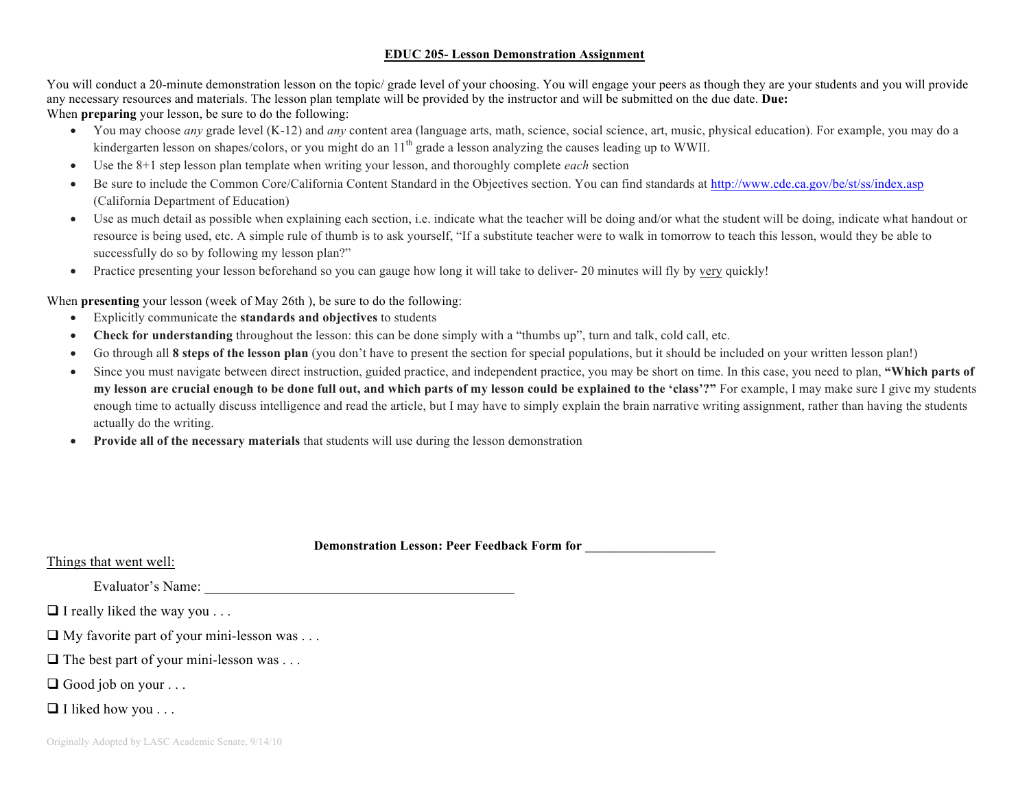## EDUC 205- Lesson Demonstration Assignment

You will conduct a 20-minute demonstration lesson on the topic/ grade level of your choosing. You will engage your peers as though they are your students and you will provide any necessary resources and materials. The lesson plan template will be provided by the instructor and will be submitted on the due date. **Due:**

When **preparing** your lesson, be sure to do the following:

- You may choose *any* grade level (K-12) and *any* content area (language arts, math, science, social science, art, music, physical education). For example, you may do a kindergarten lesson on shapes/colors, or you might do an 11th grade a lesson analyzing the causes leading up to WWII.
- Use the 8+1 step lesson plan template when writing your lesson, and thoroughly complete *each* section
- Be sure to include the Common Core/California Content Standard in the Objectives section. You can find standards at http://www.cde.ca.gov/be/st/ss/index.asp (California Department of Education)
- Use as much detail as possible when explaining each section, i.e. indicate what the teacher will be doing and/or what the student will be doing, indicate what handout or resource is being used, etc. A simple rule of thumb is to ask yourself, "If a substitute teacher were to walk in tomorrow to teach this lesson, would they be able to successfully do so by following my lesson plan?"
- Practice presenting your lesson beforehand so you can gauge how long it will take to deliver- 20 minutes will fly by very quickly!

When **presenting** your lesson (week of May 26th ), be sure to do the following:

- Explicitly communicate the **standards and objectives** to students
- **Check for understanding** throughout the lesson: this can be done simply with a "thumbs up", turn and talk, cold call, etc.
- Go through all **8 steps of the lesson plan** (you don't have to present the section for special populations, but it should be included on your written lesson plan!)
- Since you must navigate between direct instruction, guided practice, and independent practice, you may be short on time. In this case, you need to plan, **"Which parts of my lesson are crucial enough to be done full out, and which parts of my lesson could be explained to the 'class'?"** For example, I may make sure I give my students enough time to actually discuss intelligence and read the article, but I may have to simply explain the brain narrative writing assignment, rather than having the students actually do the writing.
- **Provide all of the necessary materials** that students will use during the lesson demonstration

**Demonstration Lesson: Peer Feedback Form for ___________________**

Things that went well:

Evaluator's Name: ____________________________________________

- ☐ I really liked the way you . . .
- ☐ My favorite part of your mini-lesson was . . .
- ☐ The best part of your mini-lesson was . . .
- ☐ Good job on your . . .
- ☐ I liked how you . . .

Originally Adopted by LASC Academic Senate, 9/14/10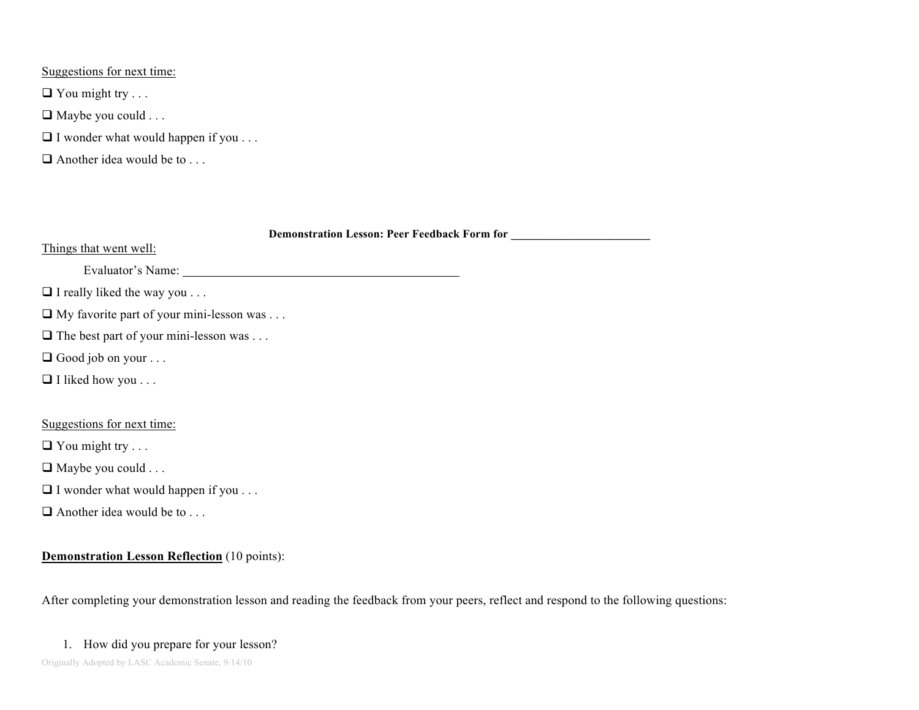Suggestions for next time:

- ❑ You might try . . .
- ❑ Maybe you could . . .
- ❑ I wonder what would happen if you . . .
- ❑ Another idea would be to . . .

**Demonstration Lesson: Peer Feedback Form for \_\_\_\_\_\_\_\_\_\_\_\_\_\_\_\_\_\_\_\_\_\_\_\_**

Things that went well:

Evaluator's Name: \_\_\_\_\_\_\_\_\_\_\_\_\_\_\_\_\_\_\_\_\_\_\_\_\_\_\_\_\_\_\_\_\_\_\_\_\_\_\_\_\_\_\_\_

- ❑ I really liked the way you . . .
- ❑ My favorite part of your mini-lesson was . . .
- ❑ The best part of your mini-lesson was . . .
- ❑ Good job on your . . .
- ❑ I liked how you . . .

Suggestions for next time:

- ❑ You might try . . .
- ❑ Maybe you could . . .
- ❑ I wonder what would happen if you . . .
- ❑ Another idea would be to . . .

**Demonstration Lesson Reflection** (10 points):

After completing your demonstration lesson and reading the feedback from your peers, reflect and respond to the following questions:

1. How did you prepare for your lesson?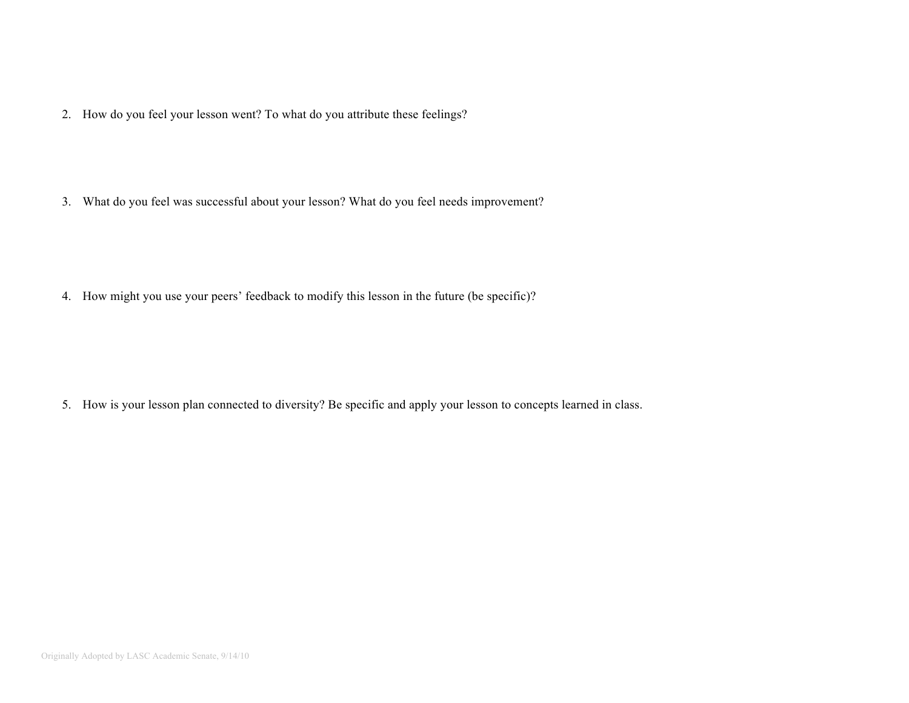2. How do you feel your lesson went? To what do you attribute these feelings?

3. What do you feel was successful about your lesson? What do you feel needs improvement?

4. How might you use your peers' feedback to modify this lesson in the future (be specific)?

5. How is your lesson plan connected to diversity? Be specific and apply your lesson to concepts learned in class.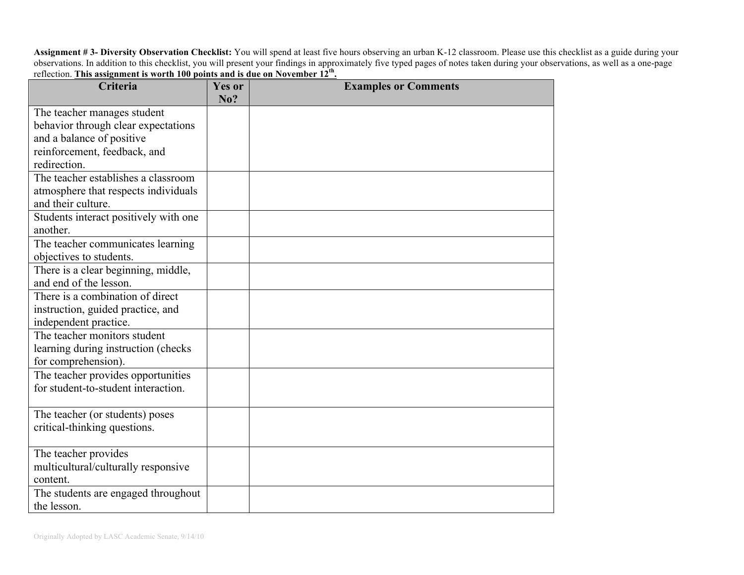**Assignment # 3- Diversity Observation Checklist:** You will spend at least five hours observing an urban K-12 classroom. Please use this checklist as a guide during your observations. In addition to this checklist, you will present your findings in approximately five typed pages of notes taken during your observations, as well as a one-page reflection. **This assignment is worth 100 points and is due on November 12th.**

| Criteria | Yes or No? | Examples or Comments |
|---|---|---|
| The teacher manages student behavior through clear expectations and a balance of positive reinforcement, feedback, and redirection. | | |
| The teacher establishes a classroom atmosphere that respects individuals and their culture. | | |
| Students interact positively with one another. | | |
| The teacher communicates learning objectives to students. | | |
| There is a clear beginning, middle, and end of the lesson. | | |
| There is a combination of direct instruction, guided practice, and independent practice. | | |
| The teacher monitors student learning during instruction (checks for comprehension). | | |
| The teacher provides opportunities for student-to-student interaction. | | |
| The teacher (or students) poses critical-thinking questions. | | |
| The teacher provides multicultural/culturally responsive content. | | |
| The students are engaged throughout the lesson. | | |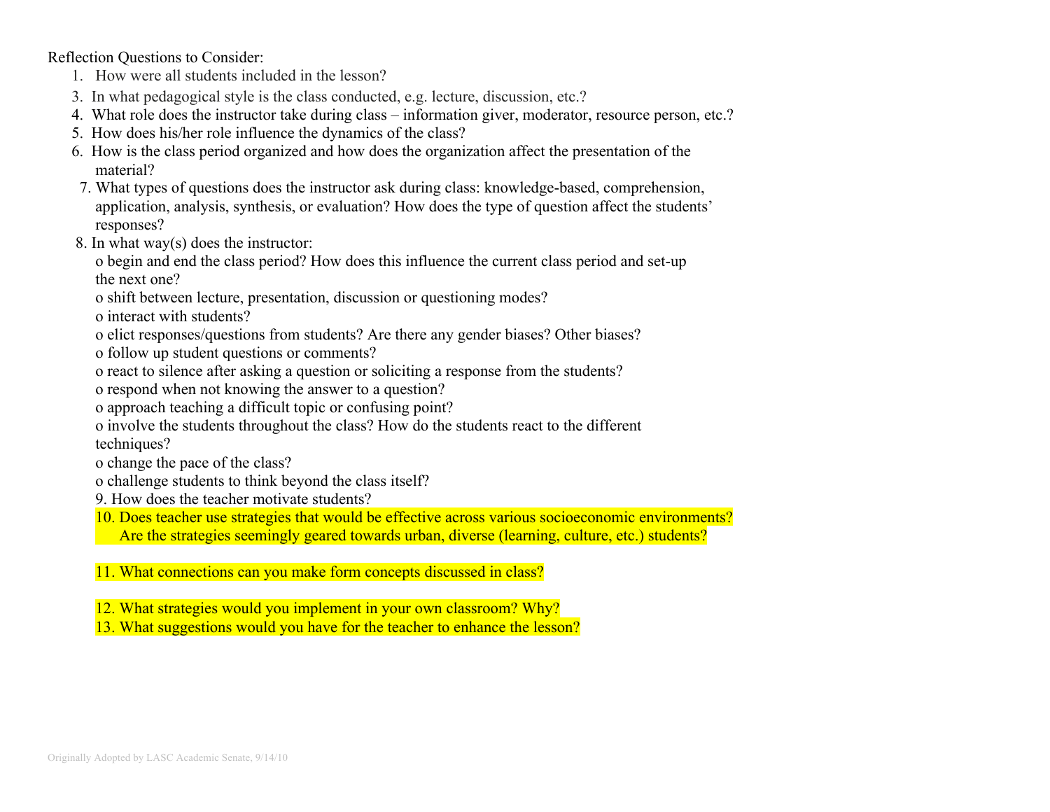Reflection Questions to Consider:

1. How were all students included in the lesson?
3. In what pedagogical style is the class conducted, e.g. lecture, discussion, etc.?
4. What role does the instructor take during class – information giver, moderator, resource person, etc.?
5. How does his/her role influence the dynamics of the class?
6. How is the class period organized and how does the organization affect the presentation of the material?
7. What types of questions does the instructor ask during class: knowledge-based, comprehension, application, analysis, synthesis, or evaluation? How does the type of question affect the students' responses?
8. In what way(s) does the instructor:
   - o begin and end the class period? How does this influence the current class period and set-up the next one?
   - o shift between lecture, presentation, discussion or questioning modes?
   - o interact with students?
   - o elict responses/questions from students? Are there any gender biases? Other biases?
   - o follow up student questions or comments?
   - o react to silence after asking a question or soliciting a response from the students?
   - o respond when not knowing the answer to a question?
   - o approach teaching a difficult topic or confusing point?
   - o involve the students throughout the class? How do the students react to the different techniques?
   - o change the pace of the class?
   - o challenge students to think beyond the class itself?

9. How does the teacher motivate students?

10. Does teacher use strategies that would be effective across various socioeconomic environments? Are the strategies seemingly geared towards urban, diverse (learning, culture, etc.) students?

11. What connections can you make form concepts discussed in class?

12. What strategies would you implement in your own classroom? Why?

13. What suggestions would you have for the teacher to enhance the lesson?

Originally Adopted by LASC Academic Senate, 9/14/10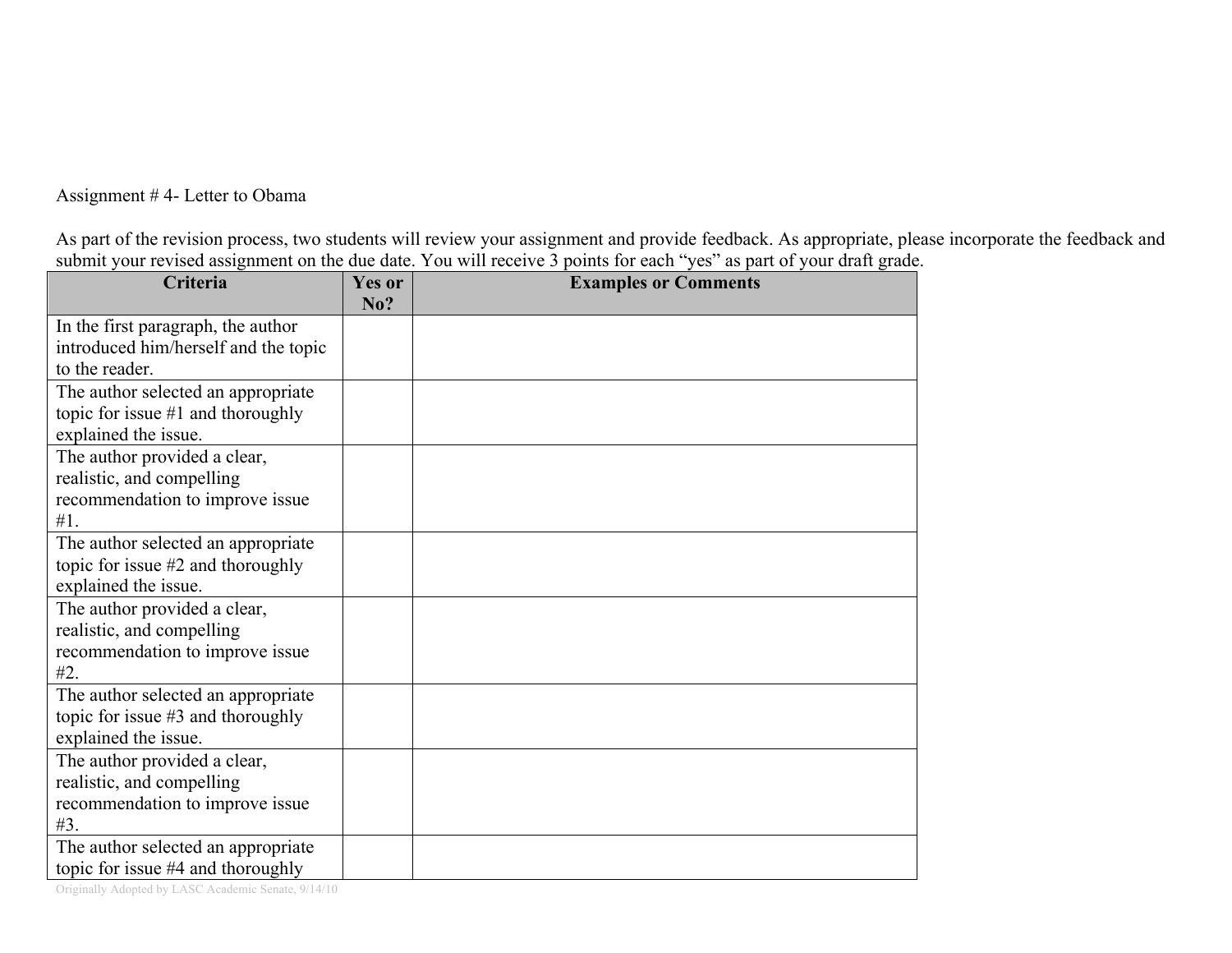Assignment # 4- Letter to Obama

As part of the revision process, two students will review your assignment and provide feedback. As appropriate, please incorporate the feedback and submit your revised assignment on the due date. You will receive 3 points for each "yes" as part of your draft grade.

| Criteria | Yes or No? | Examples or Comments |
|---|---|---|
| In the first paragraph, the author introduced him/herself and the topic to the reader. | | |
| The author selected an appropriate topic for issue #1 and thoroughly explained the issue. | | |
| The author provided a clear, realistic, and compelling recommendation to improve issue #1. | | |
| The author selected an appropriate topic for issue #2 and thoroughly explained the issue. | | |
| The author provided a clear, realistic, and compelling recommendation to improve issue #2. | | |
| The author selected an appropriate topic for issue #3 and thoroughly explained the issue. | | |
| The author provided a clear, realistic, and compelling recommendation to improve issue #3. | | |
| The author selected an appropriate topic for issue #4 and thoroughly | | |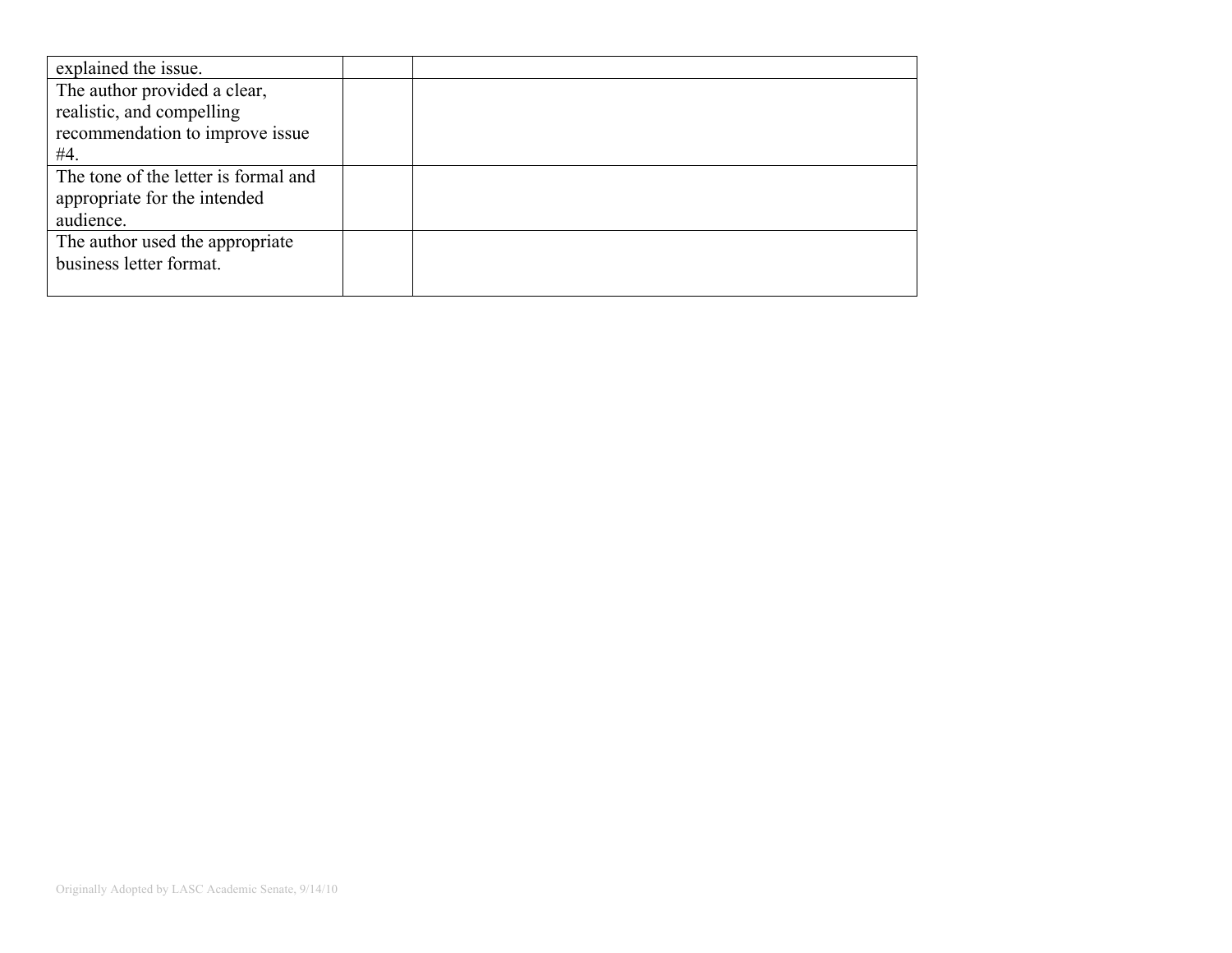| | | |
|---|---|---|
| explained the issue. | | |
| The author provided a clear, realistic, and compelling recommendation to improve issue #4. | | |
| The tone of the letter is formal and appropriate for the intended audience. | | |
| The author used the appropriate business letter format. | | |

Originally Adopted by LASC Academic Senate, 9/14/10